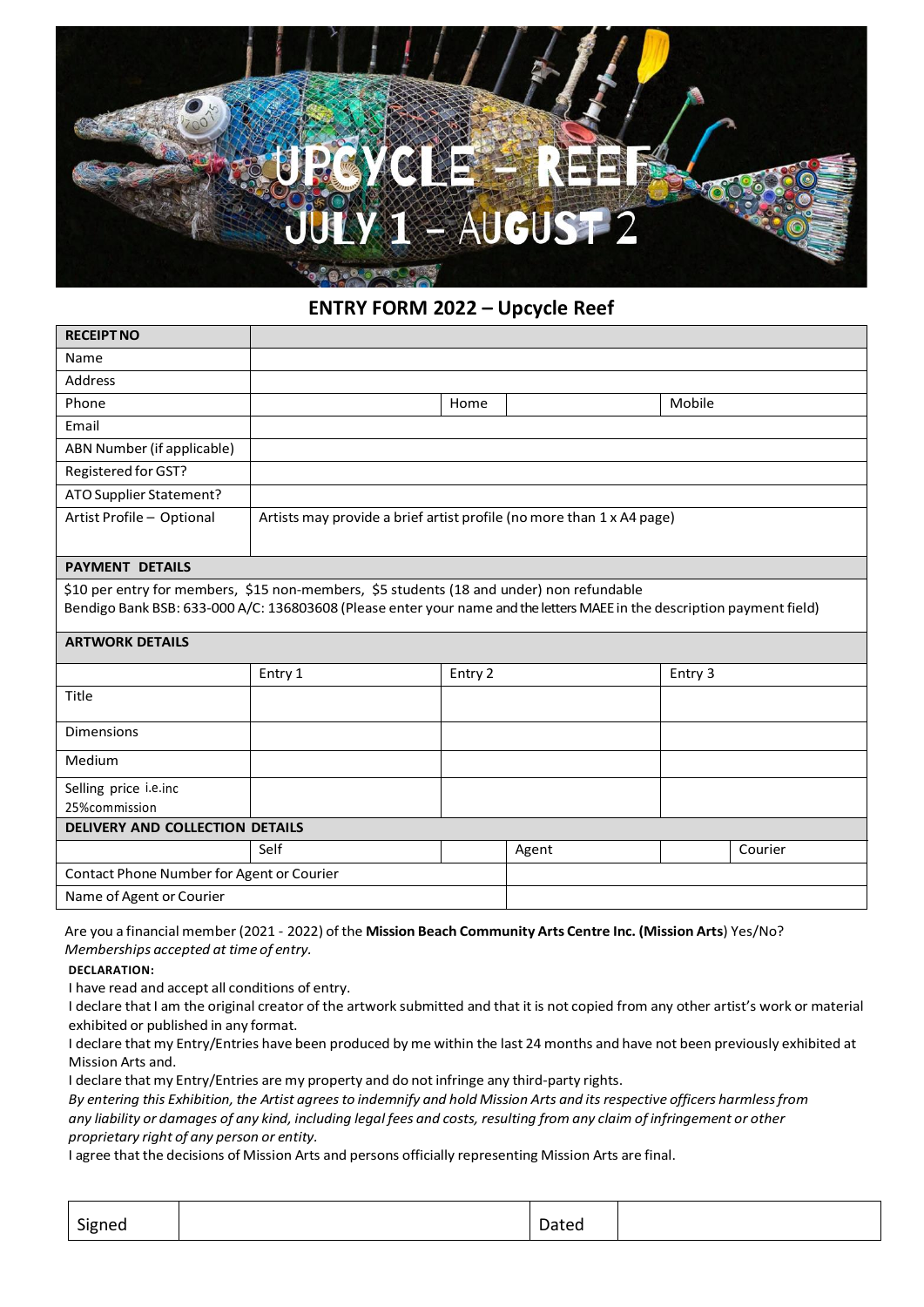# UPCYCLE – REEF
## JULY 1 – AUGUST 2

## ENTRY FORM 2022 – Upcycle Reef

| **RECEIPT NO** | | | | | |
|---|---|---|---|---|---|
| Name | | | | | |
| Address | | | | | |
| Phone | | Home | | Mobile | |
| Email | | | | | |
| ABN Number (if applicable) | | | | | |
| Registered for GST? | | | | | |
| ATO Supplier Statement? | | | | | |
| Artist Profile – Optional | Artists may provide a brief artist profile (no more than 1 x A4 page) | | | | |

**PAYMENT DETAILS**

$10 per entry for members, $15 non-members, $5 students (18 and under) non refundable
Bendigo Bank BSB: 633-000 A/C: 136803608 (Please enter your name and the letters MAEE in the description payment field)

**ARTWORK DETAILS**

| | Entry 1 | Entry 2 | Entry 3 |
|---|---|---|---|
| Title | | | |
| Dimensions | | | |
| Medium | | | |
| Selling price i.e.inc 25%commission | | | |

**DELIVERY AND COLLECTION DETAILS**

| | Self | | Agent | | Courier |
|---|---|---|---|---|---|
| Contact Phone Number for Agent or Courier | | | | | |
| Name of Agent or Courier | | | | | |

Are you a financial member (2021 - 2022) of the **Mission Beach Community Arts Centre Inc. (Mission Arts**) Yes/No?
*Memberships accepted at time of entry.*

**DECLARATION:**

I have read and accept all conditions of entry.
I declare that I am the original creator of the artwork submitted and that it is not copied from any other artist's work or material exhibited or published in any format.
I declare that my Entry/Entries have been produced by me within the last 24 months and have not been previously exhibited at Mission Arts and.
I declare that my Entry/Entries are my property and do not infringe any third-party rights.
*By entering this Exhibition, the Artist agrees to indemnify and hold Mission Arts and its respective officers harmless from any liability or damages of any kind, including legal fees and costs, resulting from any claim of infringement or other proprietary right of any person or entity.*
I agree that the decisions of Mission Arts and persons officially representing Mission Arts are final.

| Signed | | Dated | |
|---|---|---|---|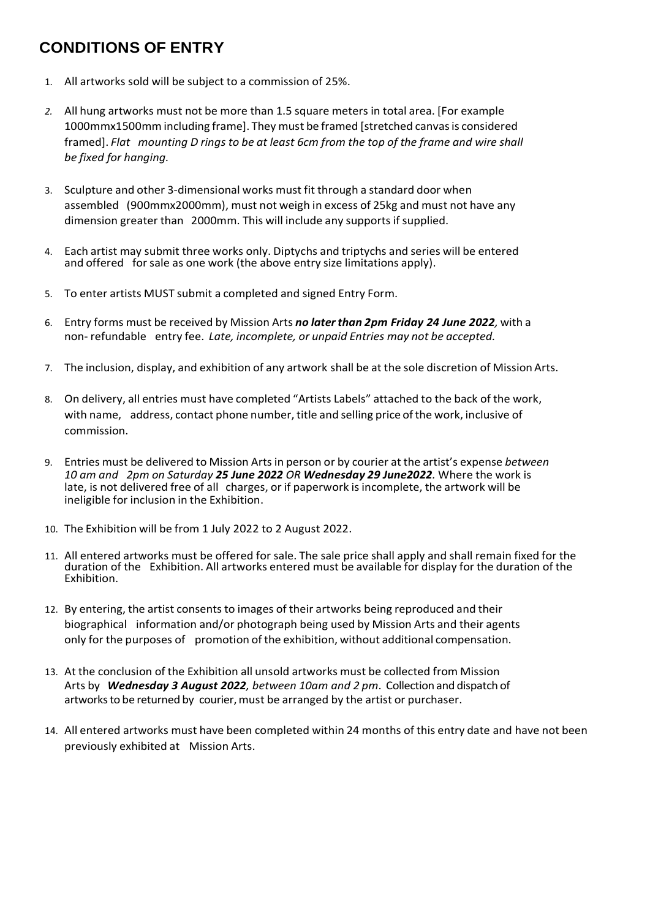# CONDITIONS OF ENTRY

1. All artworks sold will be subject to a commission of 25%.
2. All hung artworks must not be more than 1.5 square meters in total area. [For example 1000mmx1500mm including frame]. They must be framed [stretched canvas is considered framed]. *Flat mounting D rings to be at least 6cm from the top of the frame and wire shall be fixed for hanging.*
3. Sculpture and other 3-dimensional works must fit through a standard door when assembled (900mmx2000mm), must not weigh in excess of 25kg and must not have any dimension greater than 2000mm. This will include any supports if supplied.
4. Each artist may submit three works only. Diptychs and triptychs and series will be entered and offered for sale as one work (the above entry size limitations apply).
5. To enter artists MUST submit a completed and signed Entry Form.
6. Entry forms must be received by Mission Arts ***no later than 2pm Friday 24 June 2022***, with a non- refundable entry fee. *Late, incomplete, or unpaid Entries may not be accepted.*
7. The inclusion, display, and exhibition of any artwork shall be at the sole discretion of Mission Arts.
8. On delivery, all entries must have completed "Artists Labels" attached to the back of the work, with name, address, contact phone number, title and selling price of the work, inclusive of commission.
9. Entries must be delivered to Mission Arts in person or by courier at the artist's expense *between 10 am and 2pm on Saturday **25 June 2022** OR **Wednesday 29 June2022**.* Where the work is late, is not delivered free of all charges, or if paperwork is incomplete, the artwork will be ineligible for inclusion in the Exhibition.
10. The Exhibition will be from 1 July 2022 to 2 August 2022.
11. All entered artworks must be offered for sale. The sale price shall apply and shall remain fixed for the duration of the Exhibition. All artworks entered must be available for display for the duration of the Exhibition.
12. By entering, the artist consents to images of their artworks being reproduced and their biographical information and/or photograph being used by Mission Arts and their agents only for the purposes of promotion of the exhibition, without additional compensation.
13. At the conclusion of the Exhibition all unsold artworks must be collected from Mission Arts by ***Wednesday 3 August 2022**, between 10am and 2 pm*. Collection and dispatch of artworks to be returned by courier, must be arranged by the artist or purchaser.
14. All entered artworks must have been completed within 24 months of this entry date and have not been previously exhibited at Mission Arts.